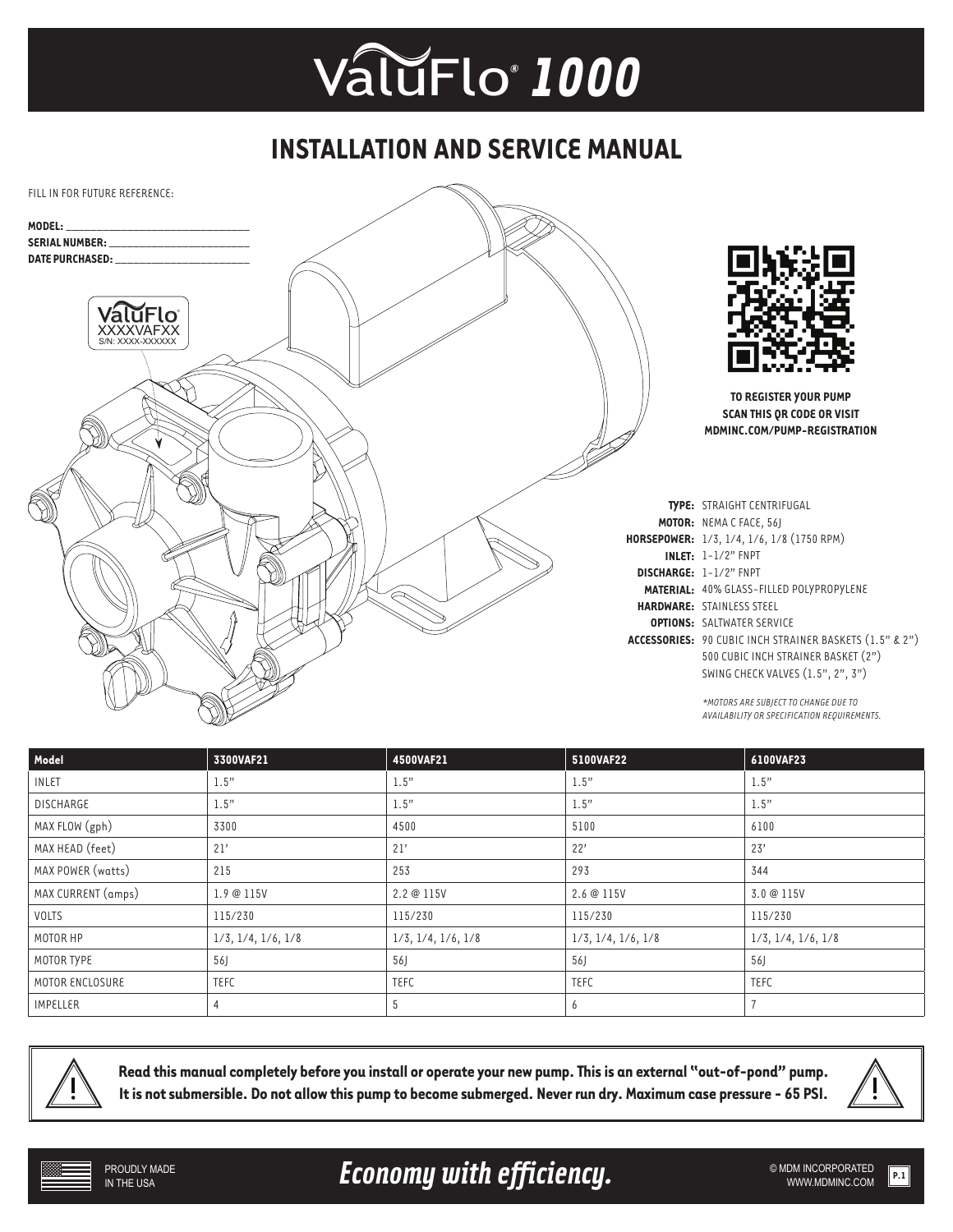# ValuFlo® 1000

## INSTALLATION AND SERVICE MANUAL

FILL IN FOR FUTURE REFERENCE:

**MODEL:** ______________________

**SERIAL NUMBER:** ______________________

**DATE PURCHASED:** ______________________

ValuFlo®
XXXXVAFXX
S/N: XXXX-XXXXXX

**TO REGISTER YOUR PUMP SCAN THIS QR CODE OR VISIT MDMINC.COM/PUMP-REGISTRATION**

**TYPE:** STRAIGHT CENTRIFUGAL
**MOTOR:** NEMA C FACE, 56J
**HORSEPOWER:** 1/3, 1/4, 1/6, 1/8 (1750 RPM)
**INLET:** 1-1/2" FNPT
**DISCHARGE:** 1-1/2" FNPT
**MATERIAL:** 40% GLASS-FILLED POLYPROPYLENE
**HARDWARE:** STAINLESS STEEL
**OPTIONS:** SALTWATER SERVICE
**ACCESSORIES:** 90 CUBIC INCH STRAINER BASKETS (1.5" & 2")
500 CUBIC INCH STRAINER BASKET (2")
SWING CHECK VALVES (1.5", 2", 3")

*\*MOTORS ARE SUBJECT TO CHANGE DUE TO AVAILABILITY OR SPECIFICATION REQUIREMENTS.*

| Model | 3300VAF21 | 4500VAF21 | 5100VAF22 | 6100VAF23 |
|---|---|---|---|---|
| INLET | 1.5" | 1.5" | 1.5" | 1.5" |
| DISCHARGE | 1.5" | 1.5" | 1.5" | 1.5" |
| MAX FLOW (gph) | 3300 | 4500 | 5100 | 6100 |
| MAX HEAD (feet) | 21' | 21' | 22' | 23' |
| MAX POWER (watts) | 215 | 253 | 293 | 344 |
| MAX CURRENT (amps) | 1.9 @ 115V | 2.2 @ 115V | 2.6 @ 115V | 3.0 @ 115V |
| VOLTS | 115/230 | 115/230 | 115/230 | 115/230 |
| MOTOR HP | 1/3, 1/4, 1/6, 1/8 | 1/3, 1/4, 1/6, 1/8 | 1/3, 1/4, 1/6, 1/8 | 1/3, 1/4, 1/6, 1/8 |
| MOTOR TYPE | 56J | 56J | 56J | 56J |
| MOTOR ENCLOSURE | TEFC | TEFC | TEFC | TEFC |
| IMPELLER | 4 | 5 | 6 | 7 |

**Read this manual completely before you install or operate your new pump. This is an external "out-of-pond" pump. It is not submersible. Do not allow this pump to become submerged. Never run dry. Maximum case pressure - 65 PSI.**

PROUDLY MADE IN THE USA

*Economy with efficiency.*

© MDM INCORPORATED
WWW.MDMINC.COM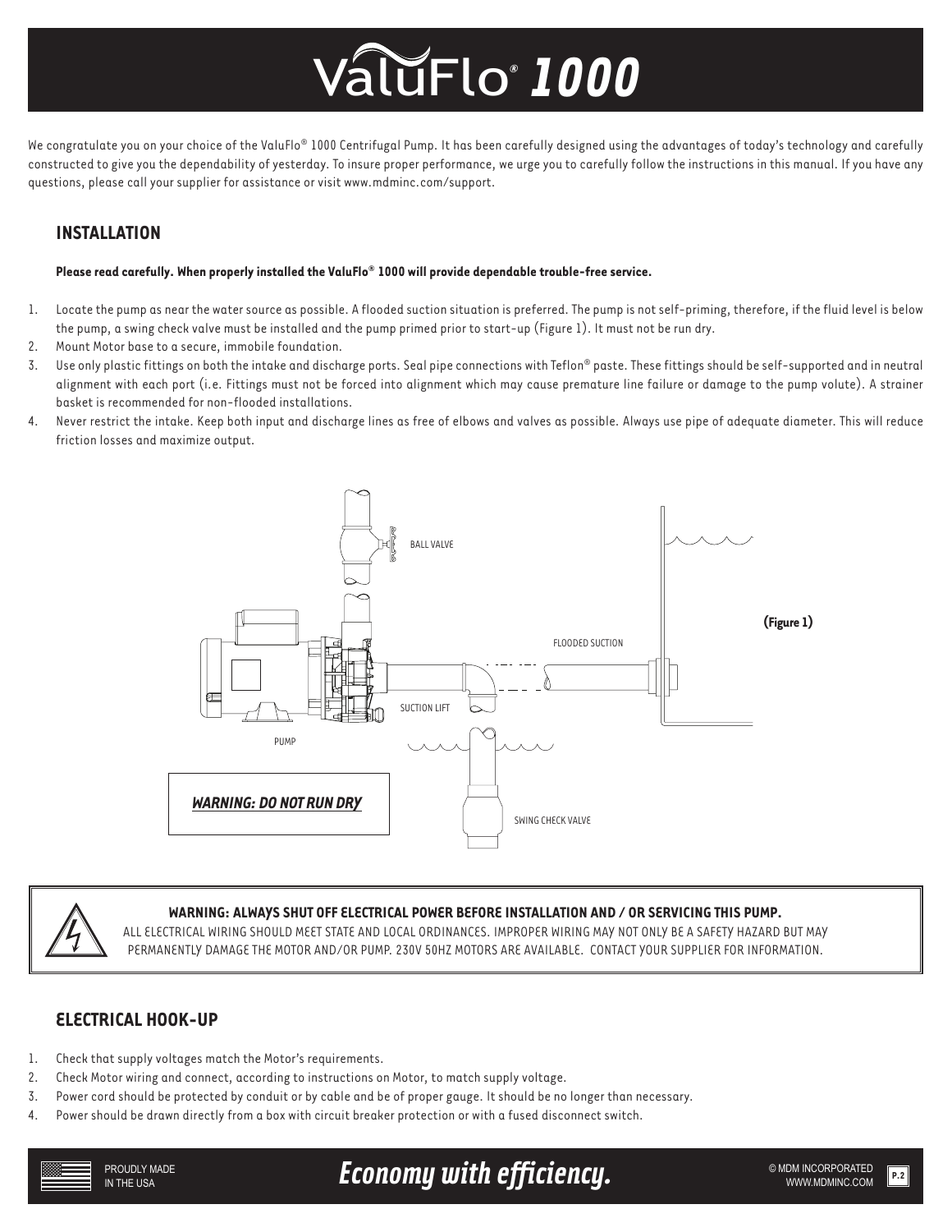# ValuFlo® 1000

We congratulate you on your choice of the ValuFlo® 1000 Centrifugal Pump. It has been carefully designed using the advantages of today's technology and carefully constructed to give you the dependability of yesterday. To insure proper performance, we urge you to carefully follow the instructions in this manual. If you have any questions, please call your supplier for assistance or visit www.mdminc.com/support.

## INSTALLATION

**Please read carefully. When properly installed the ValuFlo® 1000 will provide dependable trouble-free service.**

1. Locate the pump as near the water source as possible. A flooded suction situation is preferred. The pump is not self-priming, therefore, if the fluid level is below the pump, a swing check valve must be installed and the pump primed prior to start-up (Figure 1). It must not be run dry.
2. Mount Motor base to a secure, immobile foundation.
3. Use only plastic fittings on both the intake and discharge ports. Seal pipe connections with Teflon® paste. These fittings should be self-supported and in neutral alignment with each port (i.e. Fittings must not be forced into alignment which may cause premature line failure or damage to the pump volute). A strainer basket is recommended for non-flooded installations.
4. Never restrict the intake. Keep both input and discharge lines as free of elbows and valves as possible. Always use pipe of adequate diameter. This will reduce friction losses and maximize output.

BALL VALVE

FLOODED SUCTION

SUCTION LIFT

PUMP

SWING CHECK VALVE

**(Figure 1)**

***WARNING: DO NOT RUN DRY***

**WARNING: ALWAYS SHUT OFF ELECTRICAL POWER BEFORE INSTALLATION AND / OR SERVICING THIS PUMP.**

ALL ELECTRICAL WIRING SHOULD MEET STATE AND LOCAL ORDINANCES. IMPROPER WIRING MAY NOT ONLY BE A SAFETY HAZARD BUT MAY PERMANENTLY DAMAGE THE MOTOR AND/OR PUMP. 230V 50HZ MOTORS ARE AVAILABLE. CONTACT YOUR SUPPLIER FOR INFORMATION.

## ELECTRICAL HOOK-UP

1. Check that supply voltages match the Motor's requirements.
2. Check Motor wiring and connect, according to instructions on Motor, to match supply voltage.
3. Power cord should be protected by conduit or by cable and be of proper gauge. It should be no longer than necessary.
4. Power should be drawn directly from a box with circuit breaker protection or with a fused disconnect switch.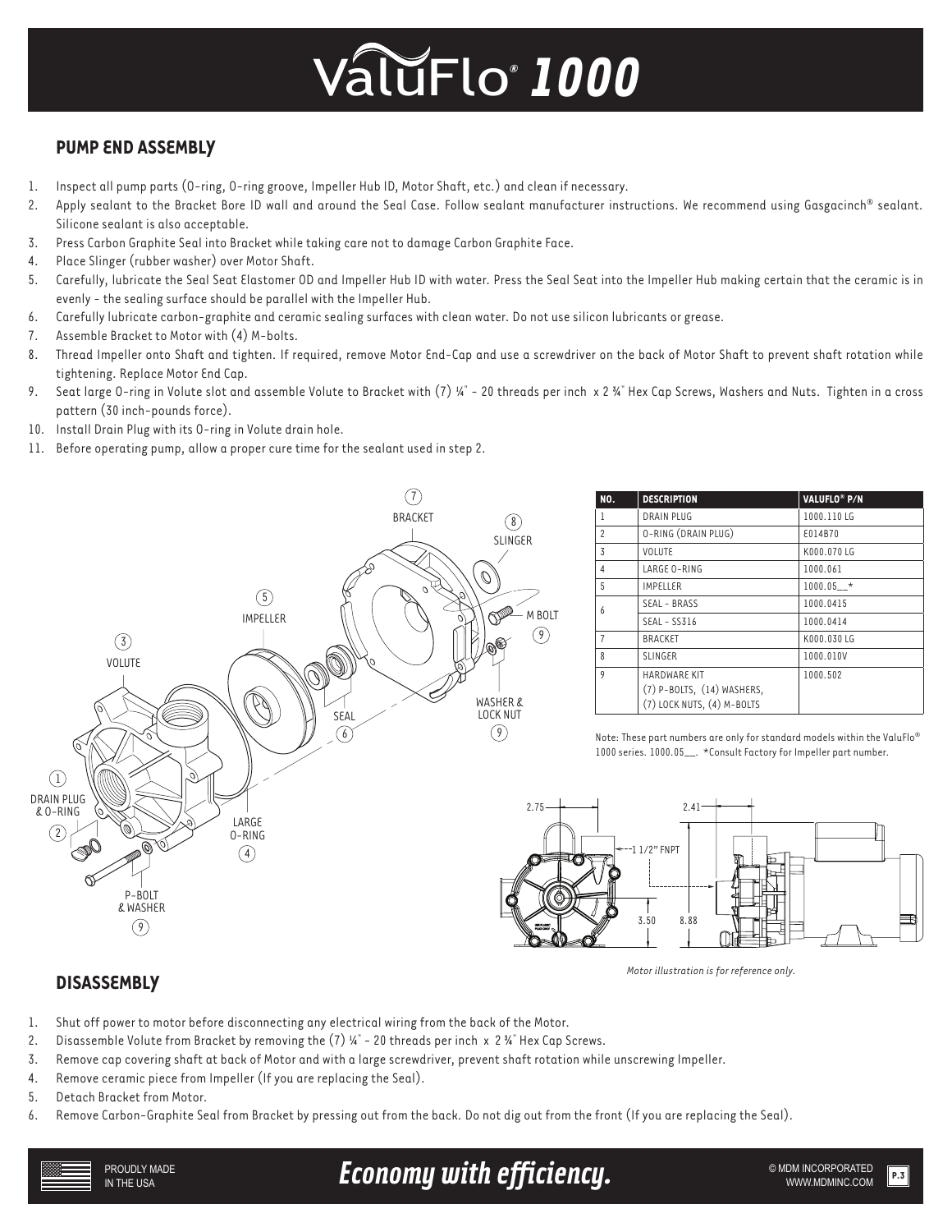# ValuFlo® 1000

## PUMP END ASSEMBLY

1. Inspect all pump parts (O-ring, O-ring groove, Impeller Hub ID, Motor Shaft, etc.) and clean if necessary.
2. Apply sealant to the Bracket Bore ID wall and around the Seal Case. Follow sealant manufacturer instructions. We recommend using Gasgacinch® sealant. Silicone sealant is also acceptable.
3. Press Carbon Graphite Seal into Bracket while taking care not to damage Carbon Graphite Face.
4. Place Slinger (rubber washer) over Motor Shaft.
5. Carefully, lubricate the Seal Seat Elastomer OD and Impeller Hub ID with water. Press the Seal Seat into the Impeller Hub making certain that the ceramic is in evenly - the sealing surface should be parallel with the Impeller Hub.
6. Carefully lubricate carbon-graphite and ceramic sealing surfaces with clean water. Do not use silicon lubricants or grease.
7. Assemble Bracket to Motor with (4) M-bolts.
8. Thread Impeller onto Shaft and tighten. If required, remove Motor End-Cap and use a screwdriver on the back of Motor Shaft to prevent shaft rotation while tightening. Replace Motor End Cap.
9. Seat large O-ring in Volute slot and assemble Volute to Bracket with (7) ¼" - 20 threads per inch x 2 ¾" Hex Cap Screws, Washers and Nuts. Tighten in a cross pattern (30 inch-pounds force).
10. Install Drain Plug with its O-ring in Volute drain hole.
11. Before operating pump, allow a proper cure time for the sealant used in step 2.

| NO. | DESCRIPTION | VALUFLO® P/N |
|---|---|---|
| 1 | DRAIN PLUG | 1000.110 LG |
| 2 | O-RING (DRAIN PLUG) | E014B70 |
| 3 | VOLUTE | K000.070 LG |
| 4 | LARGE O-RING | 1000.061 |
| 5 | IMPELLER | 1000.05__* |
| 6 | SEAL - BRASS | 1000.0415 |
| | SEAL - SS316 | 1000.0414 |
| 7 | BRACKET | K000.030 LG |
| 8 | SLINGER | 1000.010V |
| 9 | HARDWARE KIT (7) P-BOLTS, (14) WASHERS, (7) LOCK NUTS, (4) M-BOLTS | 1000.502 |

Note: These part numbers are only for standard models within the ValuFlo® 1000 series. 1000.05__. *Consult Factory for Impeller part number.

*Motor illustration is for reference only.*

## DISASSEMBLY

1. Shut off power to motor before disconnecting any electrical wiring from the back of the Motor.
2. Disassemble Volute from Bracket by removing the (7) ¼" - 20 threads per inch x 2 ¾" Hex Cap Screws.
3. Remove cap covering shaft at back of Motor and with a large screwdriver, prevent shaft rotation while unscrewing Impeller.
4. Remove ceramic piece from Impeller (If you are replacing the Seal).
5. Detach Bracket from Motor.
6. Remove Carbon-Graphite Seal from Bracket by pressing out from the back. Do not dig out from the front (If you are replacing the Seal).

PROUDLY MADE IN THE USA

*Economy with efficiency.*

© MDM INCORPORATED WWW.MDMINC.COM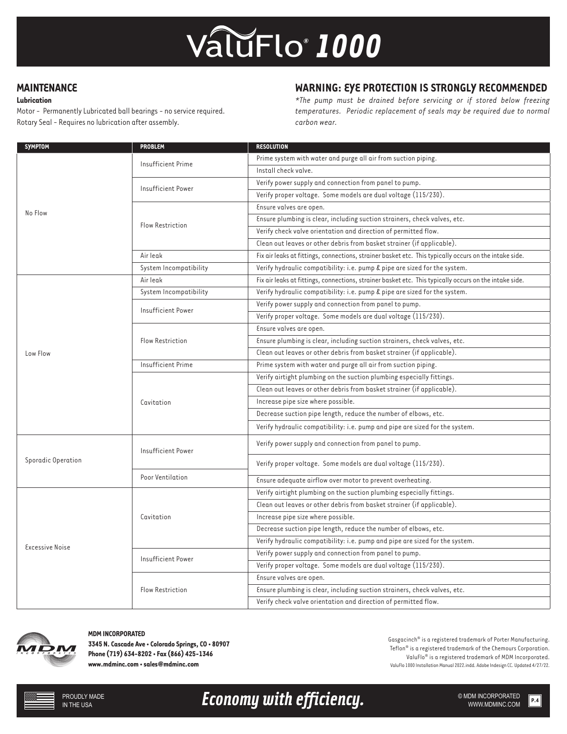# ValuFlo® 1000

## MAINTENANCE

**Lubrication**

Motor - Permanently Lubricated ball bearings - no service required.
Rotary Seal - Requires no lubrication after assembly.

## WARNING: EYE PROTECTION IS STRONGLY RECOMMENDED

*\*The pump must be drained before servicing or if stored below freezing temperatures. Periodic replacement of seals may be required due to normal carbon wear.*

| SYMPTOM | PROBLEM | RESOLUTION |
|---|---|---|
| No Flow | Insufficient Prime | Prime system with water and purge all air from suction piping. |
| | | Install check valve. |
| | Insufficient Power | Verify power supply and connection from panel to pump. |
| | | Verify proper voltage. Some models are dual voltage (115/230). |
| | Flow Restriction | Ensure valves are open. |
| | | Ensure plumbing is clear, including suction strainers, check valves, etc. |
| | | Verify check valve orientation and direction of permitted flow. |
| | | Clean out leaves or other debris from basket strainer (if applicable). |
| | Air leak | Fix air leaks at fittings, connections, strainer basket etc. This typically occurs on the intake side. |
| | System Incompatibility | Verify hydraulic compatibility: i.e. pump & pipe are sized for the system. |
| Low Flow | Air leak | Fix air leaks at fittings, connections, strainer basket etc. This typically occurs on the intake side. |
| | System Incompatibility | Verify hydraulic compatibility: i.e. pump & pipe are sized for the system. |
| | Insufficient Power | Verify power supply and connection from panel to pump. |
| | | Verify proper voltage. Some models are dual voltage (115/230). |
| | Flow Restriction | Ensure valves are open. |
| | | Ensure plumbing is clear, including suction strainers, check valves, etc. |
| | | Clean out leaves or other debris from basket strainer (if applicable). |
| | Insufficient Prime | Prime system with water and purge all air from suction piping. |
| | Cavitation | Verify airtight plumbing on the suction plumbing especially fittings. |
| | | Clean out leaves or other debris from basket strainer (if applicable). |
| | | Increase pipe size where possible. |
| | | Decrease suction pipe length, reduce the number of elbows, etc. |
| | | Verify hydraulic compatibility: i.e. pump and pipe are sized for the system. |
| Sporadic Operation | Insufficient Power | Verify power supply and connection from panel to pump. |
| | | Verify proper voltage. Some models are dual voltage (115/230). |
| | Poor Ventilation | Ensure adequate airflow over motor to prevent overheating. |
| Excessive Noise | Cavitation | Verify airtight plumbing on the suction plumbing especially fittings. |
| | | Clean out leaves or other debris from basket strainer (if applicable). |
| | | Increase pipe size where possible. |
| | | Decrease suction pipe length, reduce the number of elbows, etc. |
| | | Verify hydraulic compatibility: i.e. pump and pipe are sized for the system. |
| | Insufficient Power | Verify power supply and connection from panel to pump. |
| | | Verify proper voltage. Some models are dual voltage (115/230). |
| | Flow Restriction | Ensure valves are open. |
| | | Ensure plumbing is clear, including suction strainers, check valves, etc. |
| | | Verify check valve orientation and direction of permitted flow. |

**MDM INCORPORATED**
**3345 N. Cascade Ave • Colorado Springs, CO • 80907**
**Phone (719) 634-8202 • Fax (866) 425-1346**
**www.mdminc.com • sales@mdminc.com**

Gasgacinch® is a registered trademark of Porter Manufacturing.
Teflon® is a registered trademark of the Chemours Corporation.
ValuFlo® is a registered trademark of MDM Incorporated.
ValuFlo 1000 Installation Manual 2022.indd. Adobe Indesign CC. Updated 4/27/22.

PROUDLY MADE IN THE USA

*Economy with efficiency.*

© MDM INCORPORATED
WWW.MDMINC.COM